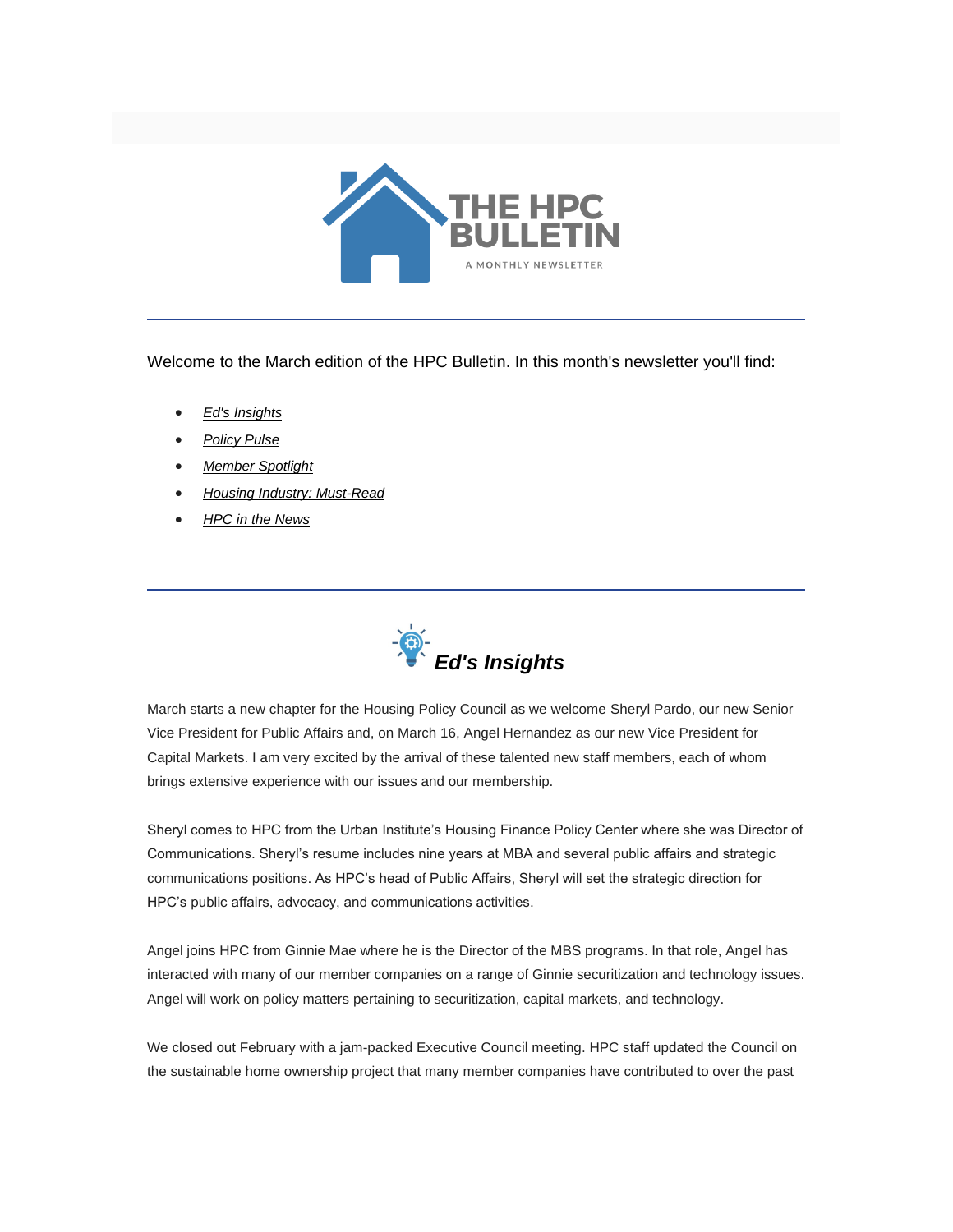# THE HPC BULLETIN

A MONTHLY NEWSLETTER

---

Welcome to the March edition of the HPC Bulletin. In this month's newsletter you'll find:

- *Ed's Insights*
- *Policy Pulse*
- *Member Spotlight*
- *Housing Industry: Must-Read*
- *HPC in the News*

---

## *Ed's Insights*

March starts a new chapter for the Housing Policy Council as we welcome Sheryl Pardo, our new Senior Vice President for Public Affairs and, on March 16, Angel Hernandez as our new Vice President for Capital Markets. I am very excited by the arrival of these talented new staff members, each of whom brings extensive experience with our issues and our membership.

Sheryl comes to HPC from the Urban Institute's Housing Finance Policy Center where she was Director of Communications. Sheryl's resume includes nine years at MBA and several public affairs and strategic communications positions. As HPC's head of Public Affairs, Sheryl will set the strategic direction for HPC's public affairs, advocacy, and communications activities.

Angel joins HPC from Ginnie Mae where he is the Director of the MBS programs. In that role, Angel has interacted with many of our member companies on a range of Ginnie securitization and technology issues. Angel will work on policy matters pertaining to securitization, capital markets, and technology.

We closed out February with a jam-packed Executive Council meeting. HPC staff updated the Council on the sustainable home ownership project that many member companies have contributed to over the past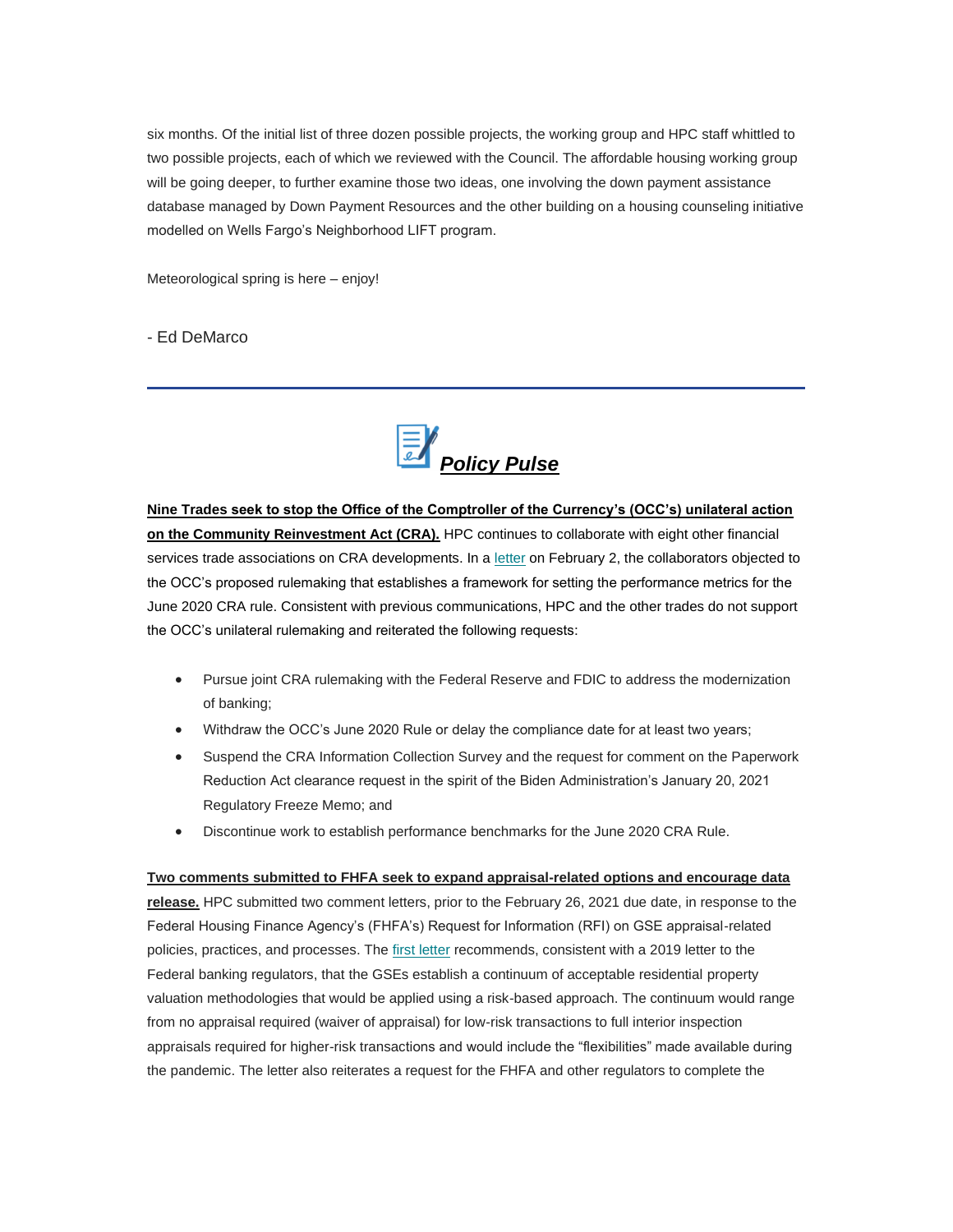six months. Of the initial list of three dozen possible projects, the working group and HPC staff whittled to two possible projects, each of which we reviewed with the Council. The affordable housing working group will be going deeper, to further examine those two ideas, one involving the down payment assistance database managed by Down Payment Resources and the other building on a housing counseling initiative modelled on Wells Fargo's Neighborhood LIFT program.

Meteorological spring is here – enjoy!

- Ed DeMarco

---

## ***Policy Pulse***

**Nine Trades seek to stop the Office of the Comptroller of the Currency's (OCC's) unilateral action on the Community Reinvestment Act (CRA).** HPC continues to collaborate with eight other financial services trade associations on CRA developments. In a letter on February 2, the collaborators objected to the OCC's proposed rulemaking that establishes a framework for setting the performance metrics for the June 2020 CRA rule. Consistent with previous communications, HPC and the other trades do not support the OCC's unilateral rulemaking and reiterated the following requests:

- Pursue joint CRA rulemaking with the Federal Reserve and FDIC to address the modernization of banking;
- Withdraw the OCC's June 2020 Rule or delay the compliance date for at least two years;
- Suspend the CRA Information Collection Survey and the request for comment on the Paperwork Reduction Act clearance request in the spirit of the Biden Administration's January 20, 2021 Regulatory Freeze Memo; and
- Discontinue work to establish performance benchmarks for the June 2020 CRA Rule.

**Two comments submitted to FHFA seek to expand appraisal-related options and encourage data release.** HPC submitted two comment letters, prior to the February 26, 2021 due date, in response to the Federal Housing Finance Agency's (FHFA's) Request for Information (RFI) on GSE appraisal-related policies, practices, and processes. The first letter recommends, consistent with a 2019 letter to the Federal banking regulators, that the GSEs establish a continuum of acceptable residential property valuation methodologies that would be applied using a risk-based approach. The continuum would range from no appraisal required (waiver of appraisal) for low-risk transactions to full interior inspection appraisals required for higher-risk transactions and would include the "flexibilities" made available during the pandemic. The letter also reiterates a request for the FHFA and other regulators to complete the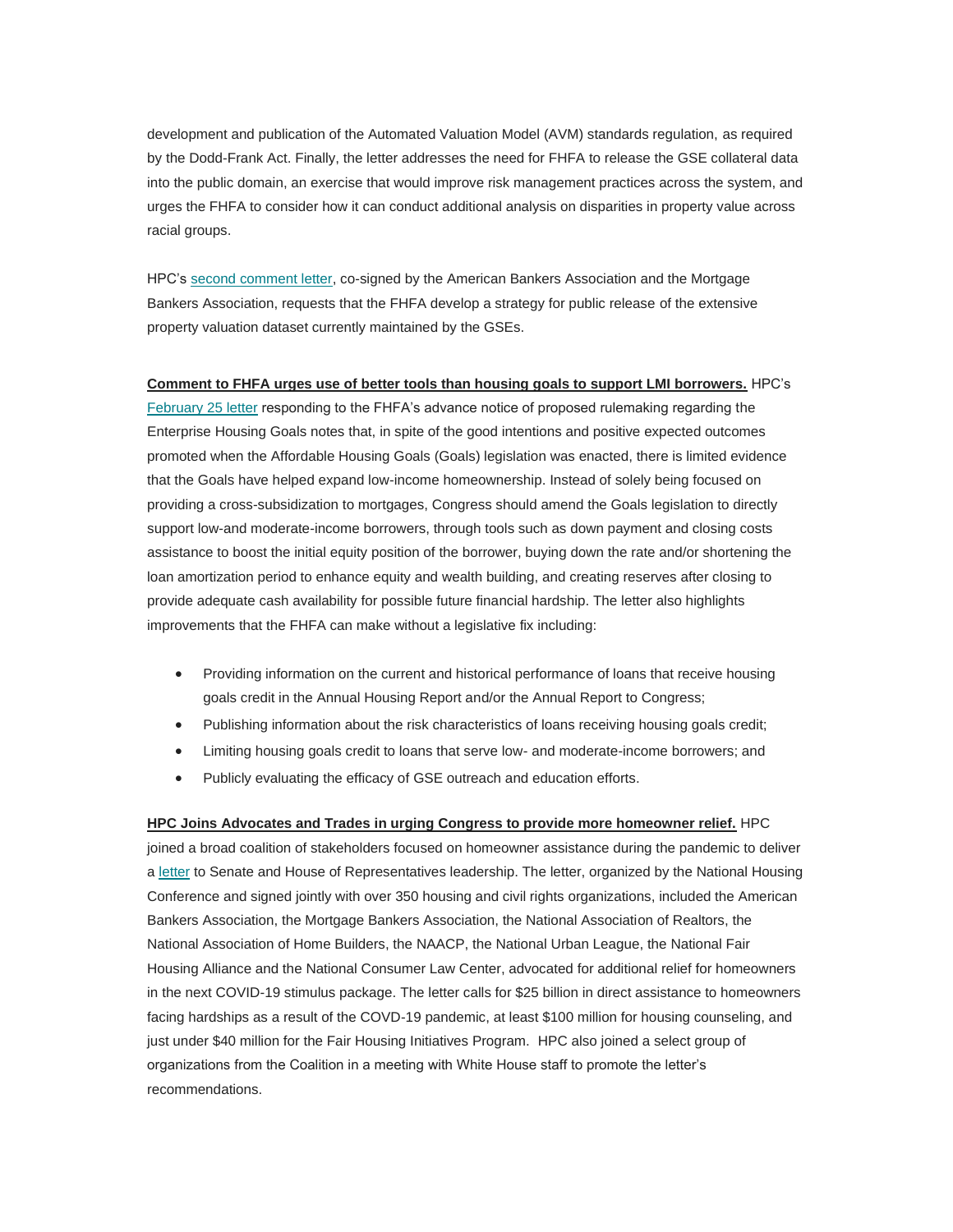development and publication of the Automated Valuation Model (AVM) standards regulation, as required by the Dodd-Frank Act. Finally, the letter addresses the need for FHFA to release the GSE collateral data into the public domain, an exercise that would improve risk management practices across the system, and urges the FHFA to consider how it can conduct additional analysis on disparities in property value across racial groups.

HPC's second comment letter, co-signed by the American Bankers Association and the Mortgage Bankers Association, requests that the FHFA develop a strategy for public release of the extensive property valuation dataset currently maintained by the GSEs.

**Comment to FHFA urges use of better tools than housing goals to support LMI borrowers.** HPC's February 25 letter responding to the FHFA's advance notice of proposed rulemaking regarding the Enterprise Housing Goals notes that, in spite of the good intentions and positive expected outcomes promoted when the Affordable Housing Goals (Goals) legislation was enacted, there is limited evidence that the Goals have helped expand low-income homeownership. Instead of solely being focused on providing a cross-subsidization to mortgages, Congress should amend the Goals legislation to directly support low-and moderate-income borrowers, through tools such as down payment and closing costs assistance to boost the initial equity position of the borrower, buying down the rate and/or shortening the loan amortization period to enhance equity and wealth building, and creating reserves after closing to provide adequate cash availability for possible future financial hardship. The letter also highlights improvements that the FHFA can make without a legislative fix including:

- Providing information on the current and historical performance of loans that receive housing goals credit in the Annual Housing Report and/or the Annual Report to Congress;
- Publishing information about the risk characteristics of loans receiving housing goals credit;
- Limiting housing goals credit to loans that serve low- and moderate-income borrowers; and
- Publicly evaluating the efficacy of GSE outreach and education efforts.

**HPC Joins Advocates and Trades in urging Congress to provide more homeowner relief.** HPC joined a broad coalition of stakeholders focused on homeowner assistance during the pandemic to deliver a letter to Senate and House of Representatives leadership. The letter, organized by the National Housing Conference and signed jointly with over 350 housing and civil rights organizations, included the American Bankers Association, the Mortgage Bankers Association, the National Association of Realtors, the National Association of Home Builders, the NAACP, the National Urban League, the National Fair Housing Alliance and the National Consumer Law Center, advocated for additional relief for homeowners in the next COVID-19 stimulus package. The letter calls for $25 billion in direct assistance to homeowners facing hardships as a result of the COVD-19 pandemic, at least $100 million for housing counseling, and just under $40 million for the Fair Housing Initiatives Program. HPC also joined a select group of organizations from the Coalition in a meeting with White House staff to promote the letter's recommendations.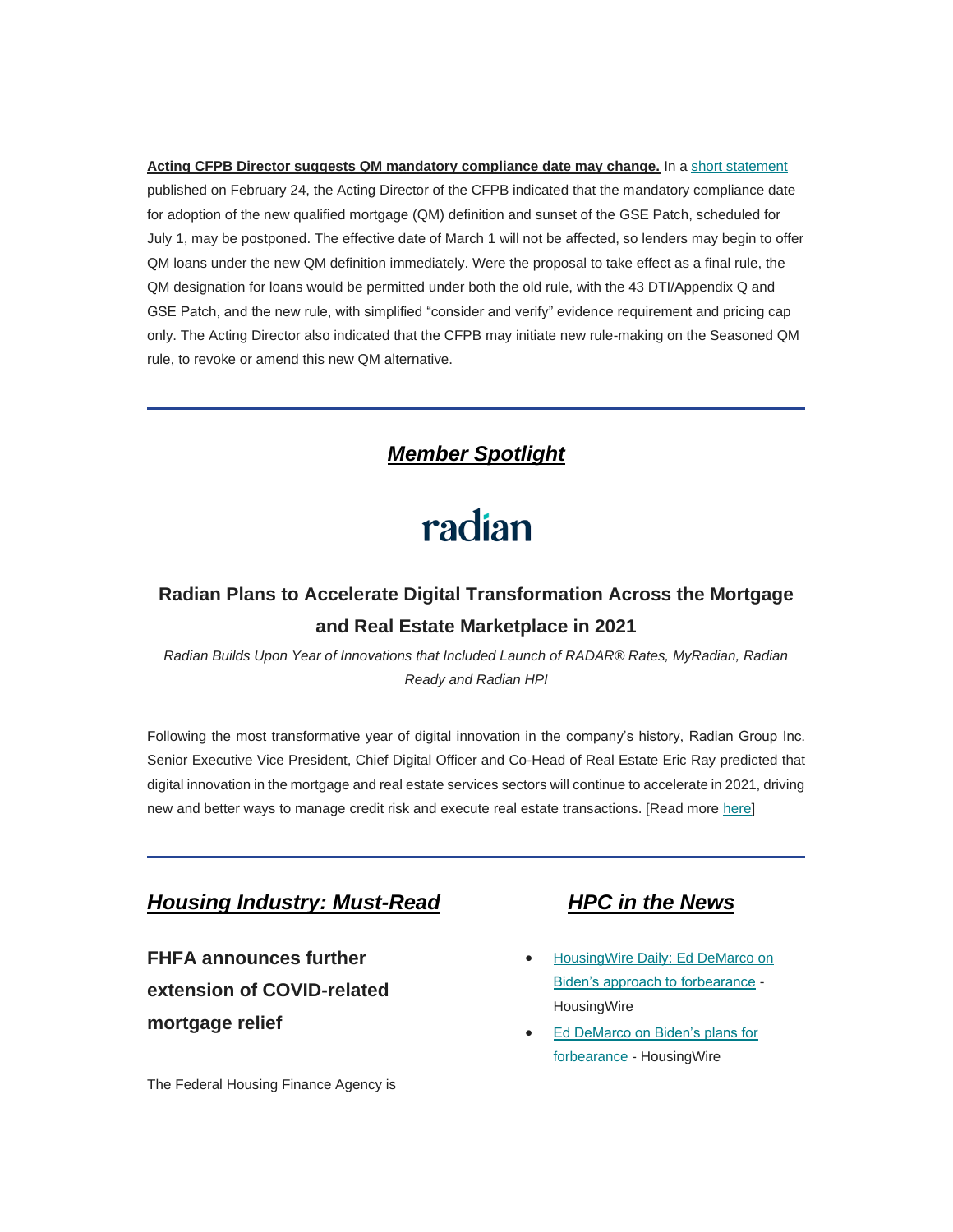**Acting CFPB Director suggests QM mandatory compliance date may change.** In a short statement published on February 24, the Acting Director of the CFPB indicated that the mandatory compliance date for adoption of the new qualified mortgage (QM) definition and sunset of the GSE Patch, scheduled for July 1, may be postponed. The effective date of March 1 will not be affected, so lenders may begin to offer QM loans under the new QM definition immediately. Were the proposal to take effect as a final rule, the QM designation for loans would be permitted under both the old rule, with the 43 DTI/Appendix Q and GSE Patch, and the new rule, with simplified "consider and verify" evidence requirement and pricing cap only. The Acting Director also indicated that the CFPB may initiate new rule-making on the Seasoned QM rule, to revoke or amend this new QM alternative.

---

## ***Member Spotlight***

radian

### Radian Plans to Accelerate Digital Transformation Across the Mortgage and Real Estate Marketplace in 2021

*Radian Builds Upon Year of Innovations that Included Launch of RADAR® Rates, MyRadian, Radian Ready and Radian HPI*

Following the most transformative year of digital innovation in the company's history, Radian Group Inc. Senior Executive Vice President, Chief Digital Officer and Co-Head of Real Estate Eric Ray predicted that digital innovation in the mortgage and real estate services sectors will continue to accelerate in 2021, driving new and better ways to manage credit risk and execute real estate transactions. [Read more here]

---

## ***Housing Industry: Must-Read***

### FHFA announces further extension of COVID-related mortgage relief

The Federal Housing Finance Agency is

## ***HPC in the News***

- HousingWire Daily: Ed DeMarco on Biden's approach to forbearance - HousingWire
- Ed DeMarco on Biden's plans for forbearance - HousingWire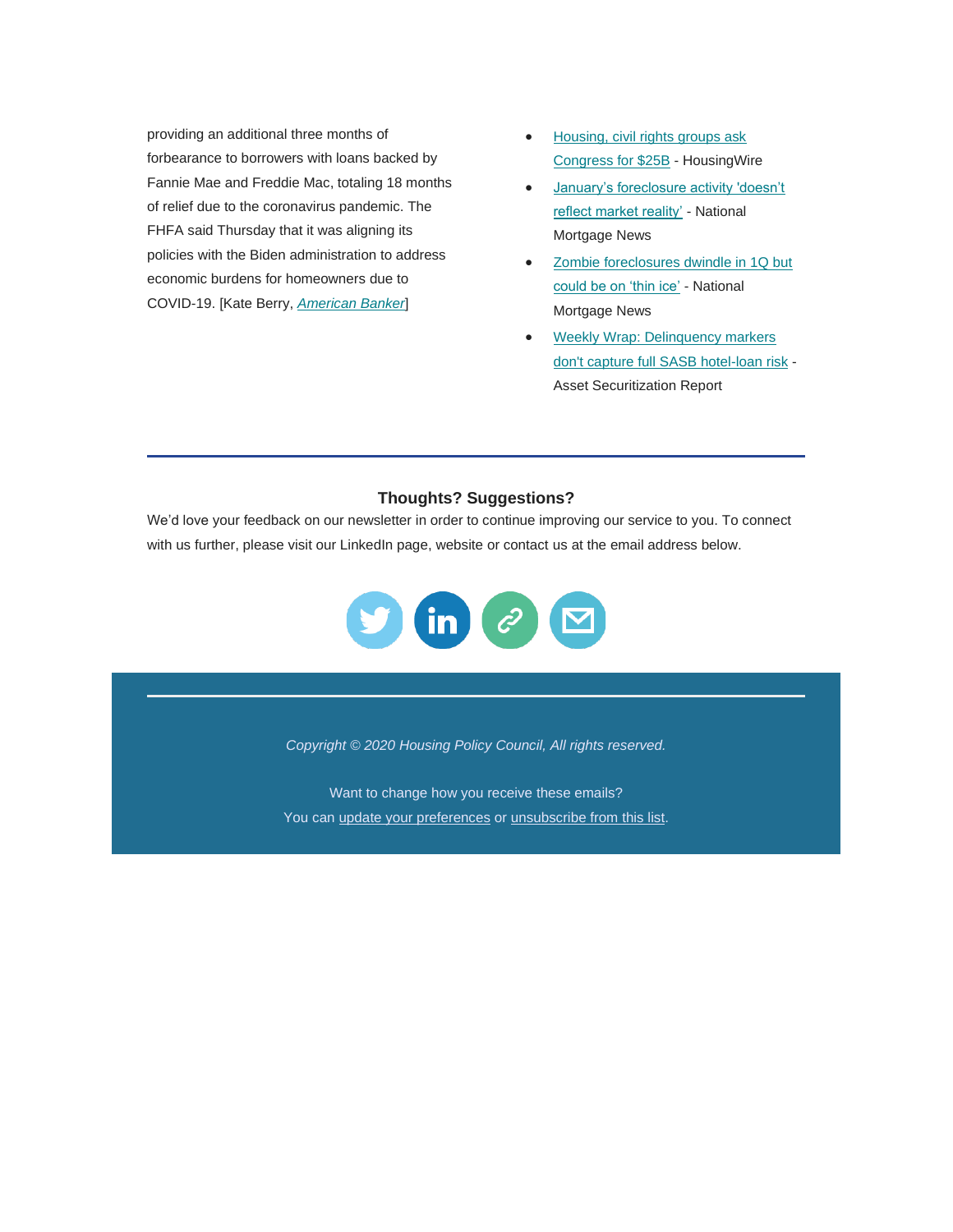providing an additional three months of forbearance to borrowers with loans backed by Fannie Mae and Freddie Mac, totaling 18 months of relief due to the coronavirus pandemic. The FHFA said Thursday that it was aligning its policies with the Biden administration to address economic burdens for homeowners due to COVID-19. [Kate Berry, *American Banker*]

- Housing, civil rights groups ask Congress for $25B - HousingWire
- January's foreclosure activity 'doesn't reflect market reality' - National Mortgage News
- Zombie foreclosures dwindle in 1Q but could be on 'thin ice' - National Mortgage News
- Weekly Wrap: Delinquency markers don't capture full SASB hotel-loan risk - Asset Securitization Report

---

### Thoughts? Suggestions?

We'd love your feedback on our newsletter in order to continue improving our service to you. To connect with us further, please visit our LinkedIn page, website or contact us at the email address below.

---

*Copyright © 2020 Housing Policy Council, All rights reserved.*

Want to change how you receive these emails?
You can update your preferences or unsubscribe from this list.